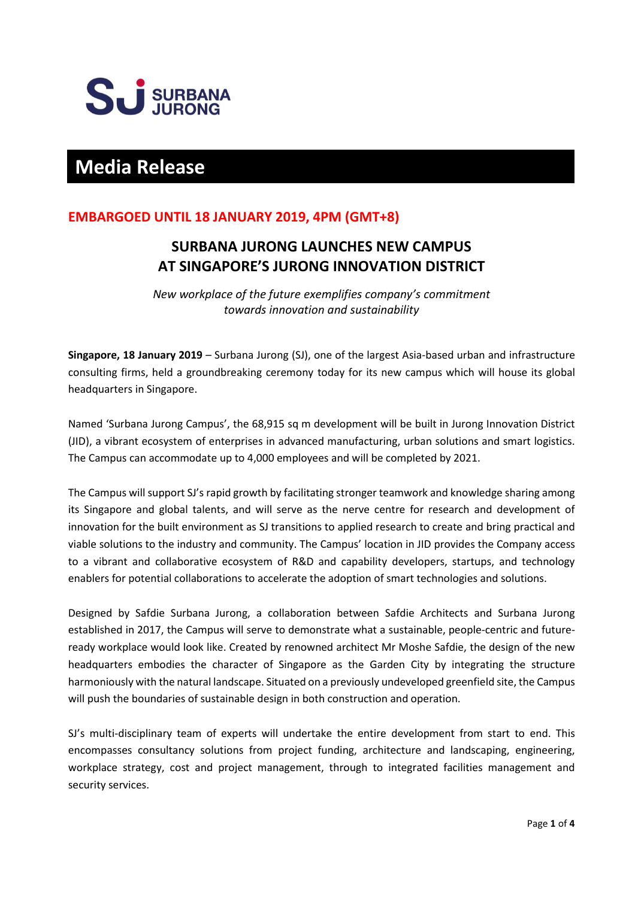SURBANA JURONG

# Media Release

**EMBARGOED UNTIL 18 JANUARY 2019, 4PM (GMT+8)**

## SURBANA JURONG LAUNCHES NEW CAMPUS AT SINGAPORE'S JURONG INNOVATION DISTRICT

*New workplace of the future exemplifies company's commitment towards innovation and sustainability*

**Singapore, 18 January 2019** – Surbana Jurong (SJ), one of the largest Asia-based urban and infrastructure consulting firms, held a groundbreaking ceremony today for its new campus which will house its global headquarters in Singapore.

Named 'Surbana Jurong Campus', the 68,915 sq m development will be built in Jurong Innovation District (JID), a vibrant ecosystem of enterprises in advanced manufacturing, urban solutions and smart logistics. The Campus can accommodate up to 4,000 employees and will be completed by 2021.

The Campus will support SJ's rapid growth by facilitating stronger teamwork and knowledge sharing among its Singapore and global talents, and will serve as the nerve centre for research and development of innovation for the built environment as SJ transitions to applied research to create and bring practical and viable solutions to the industry and community. The Campus' location in JID provides the Company access to a vibrant and collaborative ecosystem of R&D and capability developers, startups, and technology enablers for potential collaborations to accelerate the adoption of smart technologies and solutions.

Designed by Safdie Surbana Jurong, a collaboration between Safdie Architects and Surbana Jurong established in 2017, the Campus will serve to demonstrate what a sustainable, people-centric and future-ready workplace would look like. Created by renowned architect Mr Moshe Safdie, the design of the new headquarters embodies the character of Singapore as the Garden City by integrating the structure harmoniously with the natural landscape. Situated on a previously undeveloped greenfield site, the Campus will push the boundaries of sustainable design in both construction and operation.

SJ's multi-disciplinary team of experts will undertake the entire development from start to end. This encompasses consultancy solutions from project funding, architecture and landscaping, engineering, workplace strategy, cost and project management, through to integrated facilities management and security services.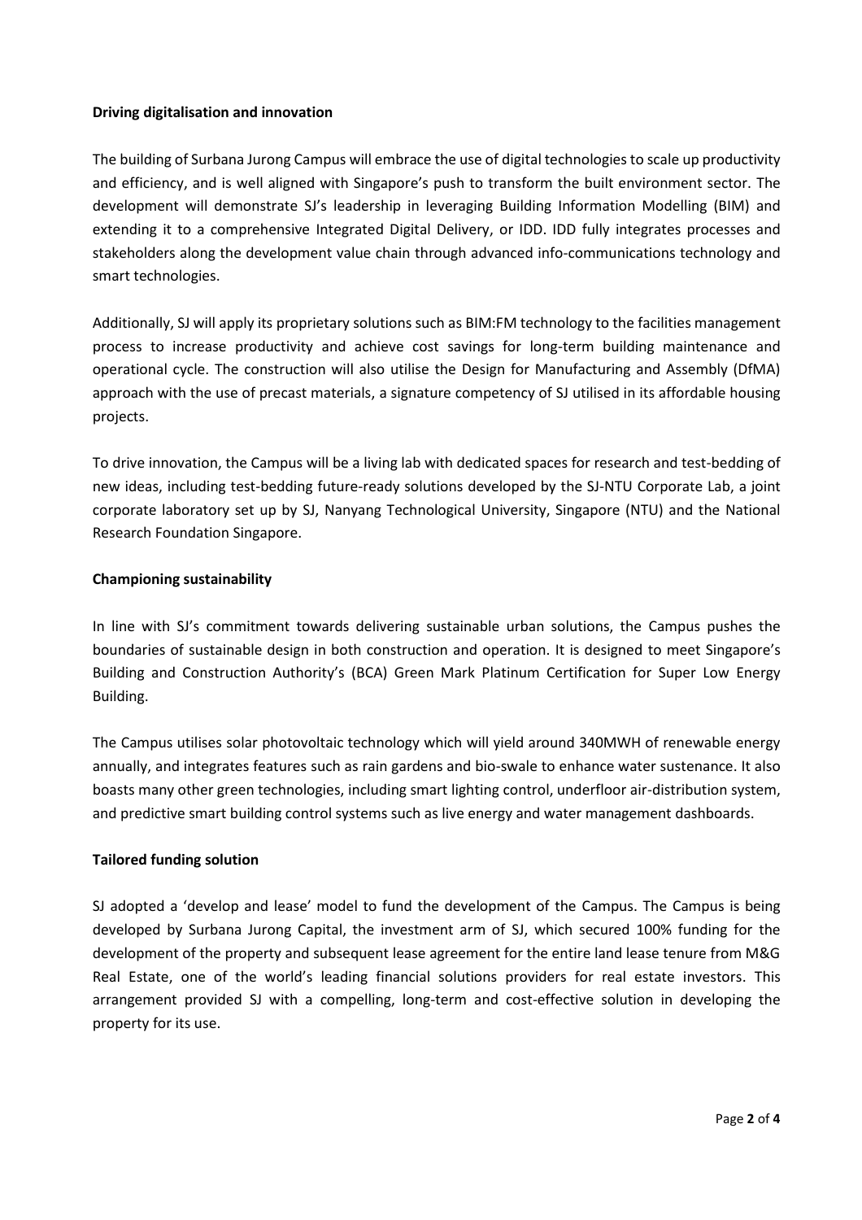**Driving digitalisation and innovation**

The building of Surbana Jurong Campus will embrace the use of digital technologies to scale up productivity and efficiency, and is well aligned with Singapore's push to transform the built environment sector. The development will demonstrate SJ's leadership in leveraging Building Information Modelling (BIM) and extending it to a comprehensive Integrated Digital Delivery, or IDD. IDD fully integrates processes and stakeholders along the development value chain through advanced info-communications technology and smart technologies.

Additionally, SJ will apply its proprietary solutions such as BIM:FM technology to the facilities management process to increase productivity and achieve cost savings for long-term building maintenance and operational cycle. The construction will also utilise the Design for Manufacturing and Assembly (DfMA) approach with the use of precast materials, a signature competency of SJ utilised in its affordable housing projects.

To drive innovation, the Campus will be a living lab with dedicated spaces for research and test-bedding of new ideas, including test-bedding future-ready solutions developed by the SJ-NTU Corporate Lab, a joint corporate laboratory set up by SJ, Nanyang Technological University, Singapore (NTU) and the National Research Foundation Singapore.

**Championing sustainability**

In line with SJ's commitment towards delivering sustainable urban solutions, the Campus pushes the boundaries of sustainable design in both construction and operation. It is designed to meet Singapore's Building and Construction Authority's (BCA) Green Mark Platinum Certification for Super Low Energy Building.

The Campus utilises solar photovoltaic technology which will yield around 340MWH of renewable energy annually, and integrates features such as rain gardens and bio-swale to enhance water sustenance. It also boasts many other green technologies, including smart lighting control, underfloor air-distribution system, and predictive smart building control systems such as live energy and water management dashboards.

**Tailored funding solution**

SJ adopted a 'develop and lease' model to fund the development of the Campus. The Campus is being developed by Surbana Jurong Capital, the investment arm of SJ, which secured 100% funding for the development of the property and subsequent lease agreement for the entire land lease tenure from M&G Real Estate, one of the world's leading financial solutions providers for real estate investors. This arrangement provided SJ with a compelling, long-term and cost-effective solution in developing the property for its use.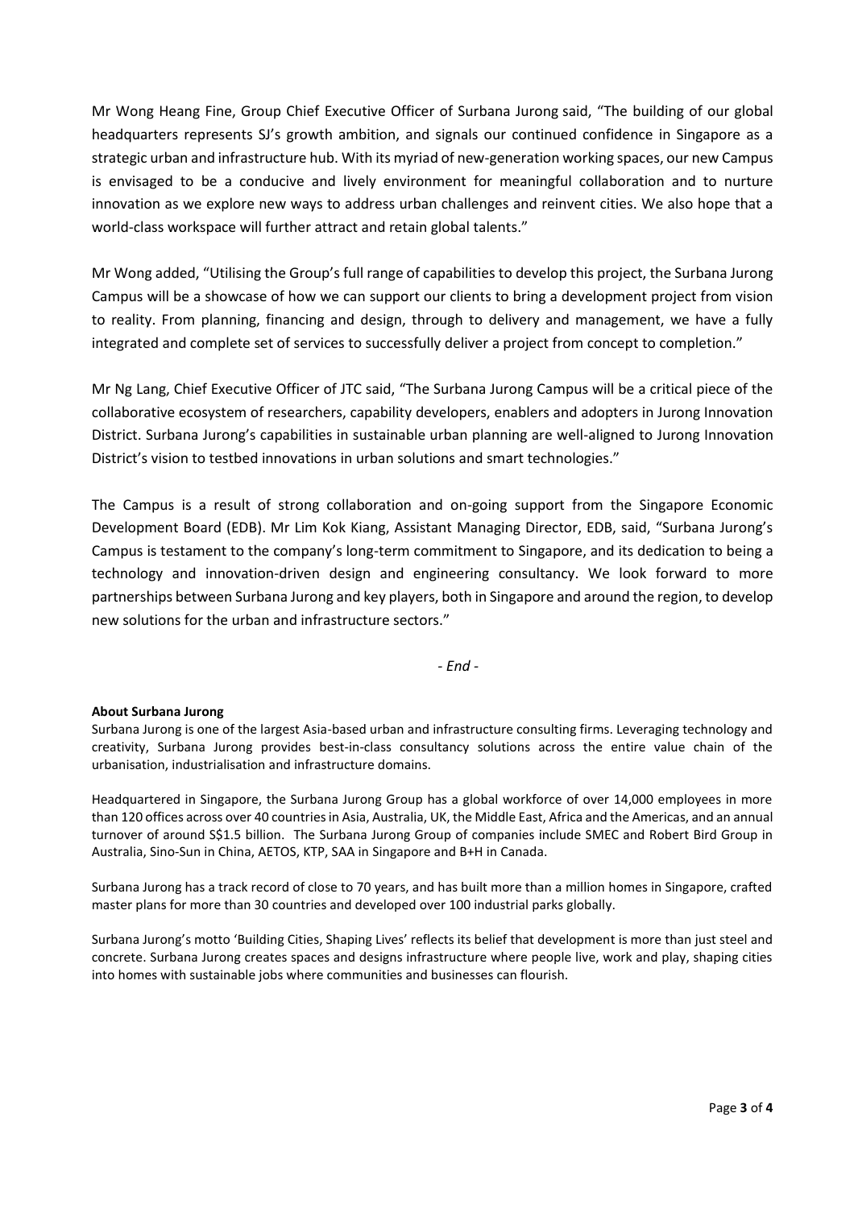Mr Wong Heang Fine, Group Chief Executive Officer of Surbana Jurong said, "The building of our global headquarters represents SJ's growth ambition, and signals our continued confidence in Singapore as a strategic urban and infrastructure hub. With its myriad of new-generation working spaces, our new Campus is envisaged to be a conducive and lively environment for meaningful collaboration and to nurture innovation as we explore new ways to address urban challenges and reinvent cities. We also hope that a world-class workspace will further attract and retain global talents."

Mr Wong added, "Utilising the Group's full range of capabilities to develop this project, the Surbana Jurong Campus will be a showcase of how we can support our clients to bring a development project from vision to reality. From planning, financing and design, through to delivery and management, we have a fully integrated and complete set of services to successfully deliver a project from concept to completion."

Mr Ng Lang, Chief Executive Officer of JTC said, "The Surbana Jurong Campus will be a critical piece of the collaborative ecosystem of researchers, capability developers, enablers and adopters in Jurong Innovation District. Surbana Jurong's capabilities in sustainable urban planning are well-aligned to Jurong Innovation District's vision to testbed innovations in urban solutions and smart technologies."

The Campus is a result of strong collaboration and on-going support from the Singapore Economic Development Board (EDB). Mr Lim Kok Kiang, Assistant Managing Director, EDB, said, "Surbana Jurong's Campus is testament to the company's long-term commitment to Singapore, and its dedication to being a technology and innovation-driven design and engineering consultancy. We look forward to more partnerships between Surbana Jurong and key players, both in Singapore and around the region, to develop new solutions for the urban and infrastructure sectors."

*- End -*

**About Surbana Jurong**

Surbana Jurong is one of the largest Asia-based urban and infrastructure consulting firms. Leveraging technology and creativity, Surbana Jurong provides best-in-class consultancy solutions across the entire value chain of the urbanisation, industrialisation and infrastructure domains.

Headquartered in Singapore, the Surbana Jurong Group has a global workforce of over 14,000 employees in more than 120 offices across over 40 countries in Asia, Australia, UK, the Middle East, Africa and the Americas, and an annual turnover of around S$1.5 billion. The Surbana Jurong Group of companies include SMEC and Robert Bird Group in Australia, Sino-Sun in China, AETOS, KTP, SAA in Singapore and B+H in Canada.

Surbana Jurong has a track record of close to 70 years, and has built more than a million homes in Singapore, crafted master plans for more than 30 countries and developed over 100 industrial parks globally.

Surbana Jurong's motto 'Building Cities, Shaping Lives' reflects its belief that development is more than just steel and concrete. Surbana Jurong creates spaces and designs infrastructure where people live, work and play, shaping cities into homes with sustainable jobs where communities and businesses can flourish.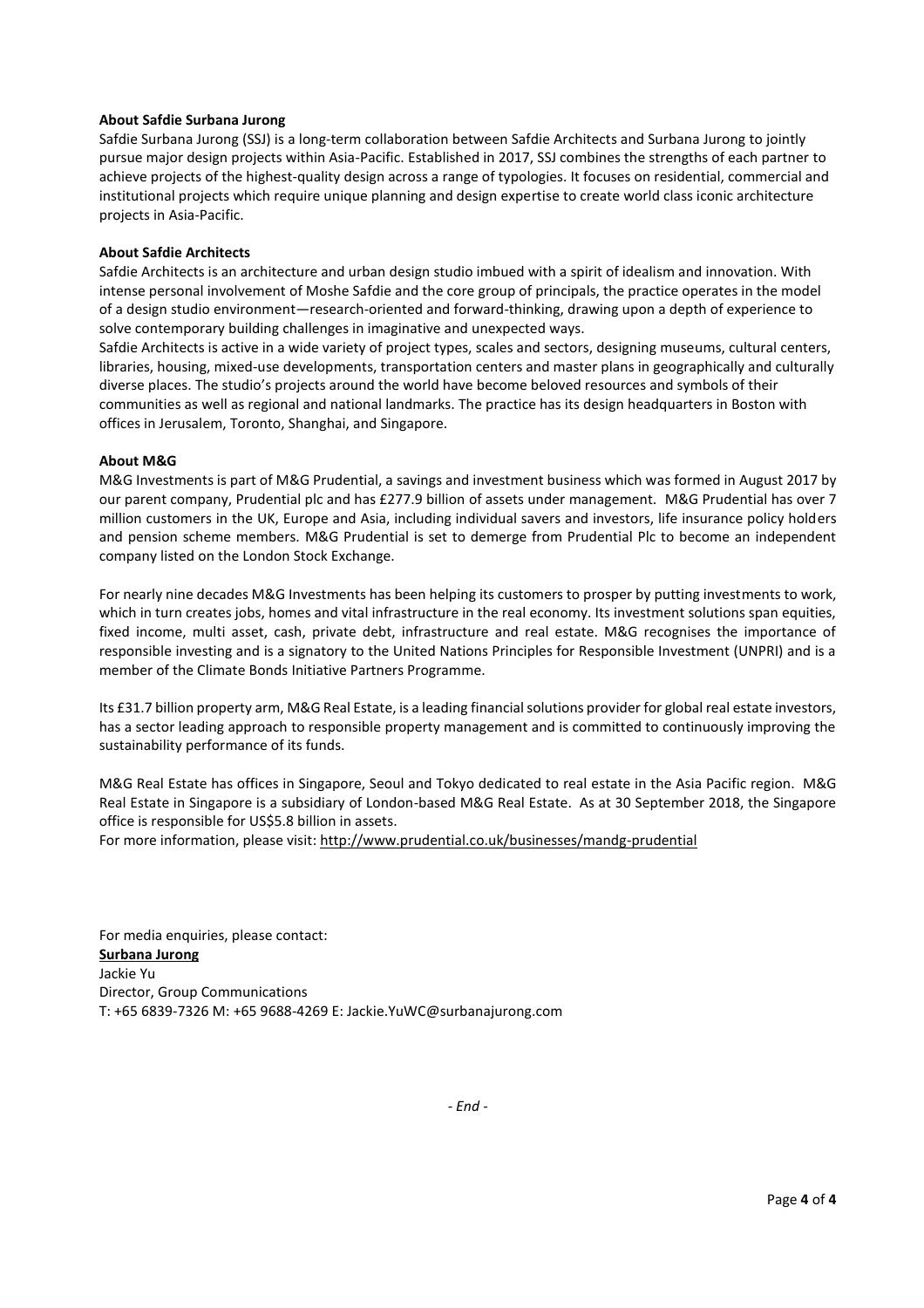**About Safdie Surbana Jurong**

Safdie Surbana Jurong (SSJ) is a long-term collaboration between Safdie Architects and Surbana Jurong to jointly pursue major design projects within Asia-Pacific. Established in 2017, SSJ combines the strengths of each partner to achieve projects of the highest-quality design across a range of typologies. It focuses on residential, commercial and institutional projects which require unique planning and design expertise to create world class iconic architecture projects in Asia-Pacific.

**About Safdie Architects**

Safdie Architects is an architecture and urban design studio imbued with a spirit of idealism and innovation. With intense personal involvement of Moshe Safdie and the core group of principals, the practice operates in the model of a design studio environment—research-oriented and forward-thinking, drawing upon a depth of experience to solve contemporary building challenges in imaginative and unexpected ways.

Safdie Architects is active in a wide variety of project types, scales and sectors, designing museums, cultural centers, libraries, housing, mixed-use developments, transportation centers and master plans in geographically and culturally diverse places. The studio's projects around the world have become beloved resources and symbols of their communities as well as regional and national landmarks. The practice has its design headquarters in Boston with offices in Jerusalem, Toronto, Shanghai, and Singapore.

**About M&G**

M&G Investments is part of M&G Prudential, a savings and investment business which was formed in August 2017 by our parent company, Prudential plc and has £277.9 billion of assets under management. M&G Prudential has over 7 million customers in the UK, Europe and Asia, including individual savers and investors, life insurance policy holders and pension scheme members. M&G Prudential is set to demerge from Prudential Plc to become an independent company listed on the London Stock Exchange.

For nearly nine decades M&G Investments has been helping its customers to prosper by putting investments to work, which in turn creates jobs, homes and vital infrastructure in the real economy. Its investment solutions span equities, fixed income, multi asset, cash, private debt, infrastructure and real estate. M&G recognises the importance of responsible investing and is a signatory to the United Nations Principles for Responsible Investment (UNPRI) and is a member of the Climate Bonds Initiative Partners Programme.

Its £31.7 billion property arm, M&G Real Estate, is a leading financial solutions provider for global real estate investors, has a sector leading approach to responsible property management and is committed to continuously improving the sustainability performance of its funds.

M&G Real Estate has offices in Singapore, Seoul and Tokyo dedicated to real estate in the Asia Pacific region. M&G Real Estate in Singapore is a subsidiary of London-based M&G Real Estate. As at 30 September 2018, the Singapore office is responsible for US$5.8 billion in assets.

For more information, please visit: http://www.prudential.co.uk/businesses/mandg-prudential

For media enquiries, please contact:

**Surbana Jurong**

Jackie Yu

Director, Group Communications

T: +65 6839-7326 M: +65 9688-4269 E: Jackie.YuWC@surbanajurong.com

*- End -*